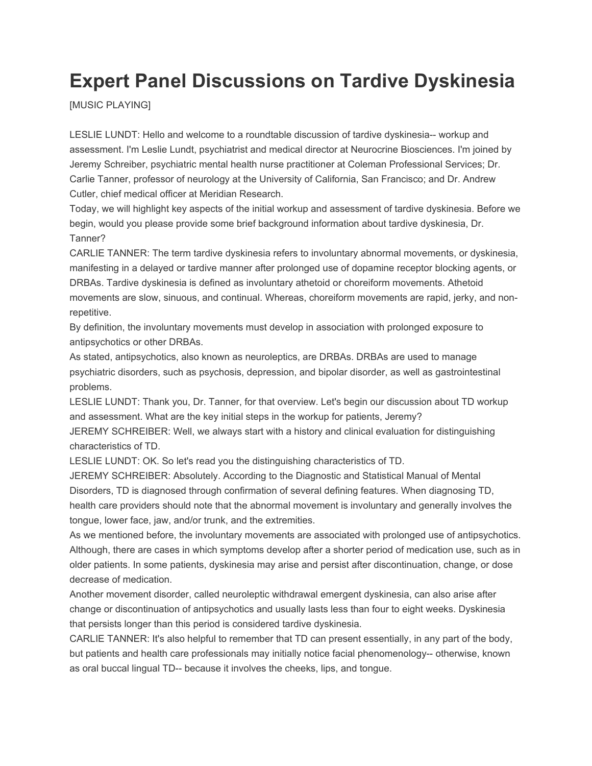# Expert Panel Discussions on Tardive Dyskinesia

[MUSIC PLAYING]

LESLIE LUNDT: Hello and welcome to a roundtable discussion of tardive dyskinesia-- workup and assessment. I'm Leslie Lundt, psychiatrist and medical director at Neurocrine Biosciences. I'm joined by Jeremy Schreiber, psychiatric mental health nurse practitioner at Coleman Professional Services; Dr. Carlie Tanner, professor of neurology at the University of California, San Francisco; and Dr. Andrew Cutler, chief medical officer at Meridian Research.

Today, we will highlight key aspects of the initial workup and assessment of tardive dyskinesia. Before we begin, would you please provide some brief background information about tardive dyskinesia, Dr. Tanner?

CARLIE TANNER: The term tardive dyskinesia refers to involuntary abnormal movements, or dyskinesia, manifesting in a delayed or tardive manner after prolonged use of dopamine receptor blocking agents, or DRBAs. Tardive dyskinesia is defined as involuntary athetoid or choreiform movements. Athetoid movements are slow, sinuous, and continual. Whereas, choreiform movements are rapid, jerky, and non-repetitive.

By definition, the involuntary movements must develop in association with prolonged exposure to antipsychotics or other DRBAs.

As stated, antipsychotics, also known as neuroleptics, are DRBAs. DRBAs are used to manage psychiatric disorders, such as psychosis, depression, and bipolar disorder, as well as gastrointestinal problems.

LESLIE LUNDT: Thank you, Dr. Tanner, for that overview. Let's begin our discussion about TD workup and assessment. What are the key initial steps in the workup for patients, Jeremy?

JEREMY SCHREIBER: Well, we always start with a history and clinical evaluation for distinguishing characteristics of TD.

LESLIE LUNDT: OK. So let's read you the distinguishing characteristics of TD.

JEREMY SCHREIBER: Absolutely. According to the Diagnostic and Statistical Manual of Mental Disorders, TD is diagnosed through confirmation of several defining features. When diagnosing TD, health care providers should note that the abnormal movement is involuntary and generally involves the tongue, lower face, jaw, and/or trunk, and the extremities.

As we mentioned before, the involuntary movements are associated with prolonged use of antipsychotics. Although, there are cases in which symptoms develop after a shorter period of medication use, such as in older patients. In some patients, dyskinesia may arise and persist after discontinuation, change, or dose decrease of medication.

Another movement disorder, called neuroleptic withdrawal emergent dyskinesia, can also arise after change or discontinuation of antipsychotics and usually lasts less than four to eight weeks. Dyskinesia that persists longer than this period is considered tardive dyskinesia.

CARLIE TANNER: It's also helpful to remember that TD can present essentially, in any part of the body, but patients and health care professionals may initially notice facial phenomenology-- otherwise, known as oral buccal lingual TD-- because it involves the cheeks, lips, and tongue.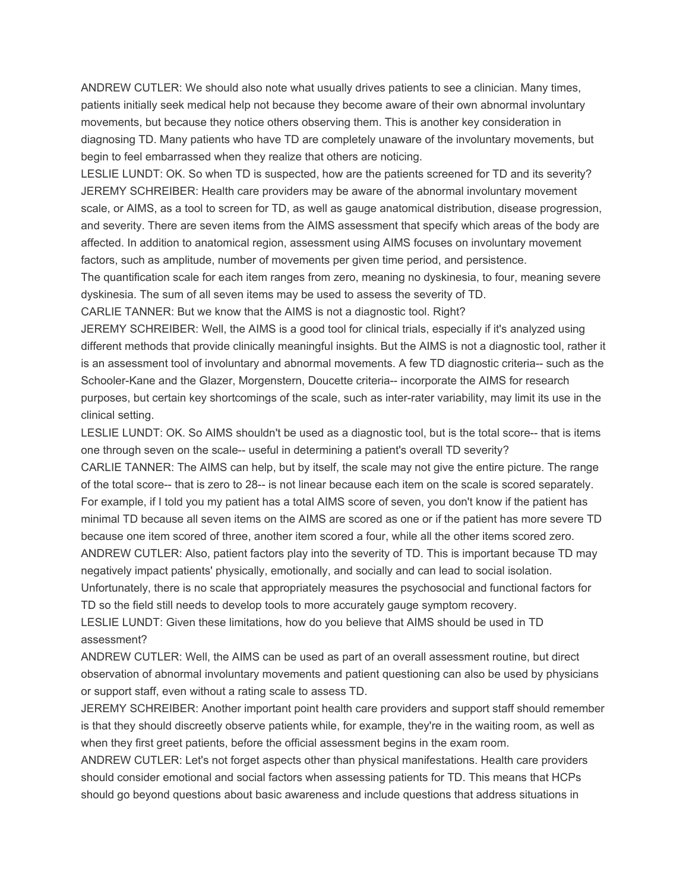ANDREW CUTLER: We should also note what usually drives patients to see a clinician. Many times, patients initially seek medical help not because they become aware of their own abnormal involuntary movements, but because they notice others observing them. This is another key consideration in diagnosing TD. Many patients who have TD are completely unaware of the involuntary movements, but begin to feel embarrassed when they realize that others are noticing.

LESLIE LUNDT: OK. So when TD is suspected, how are the patients screened for TD and its severity?

JEREMY SCHREIBER: Health care providers may be aware of the abnormal involuntary movement scale, or AIMS, as a tool to screen for TD, as well as gauge anatomical distribution, disease progression, and severity. There are seven items from the AIMS assessment that specify which areas of the body are affected. In addition to anatomical region, assessment using AIMS focuses on involuntary movement factors, such as amplitude, number of movements per given time period, and persistence.

The quantification scale for each item ranges from zero, meaning no dyskinesia, to four, meaning severe dyskinesia. The sum of all seven items may be used to assess the severity of TD.

CARLIE TANNER: But we know that the AIMS is not a diagnostic tool. Right?

JEREMY SCHREIBER: Well, the AIMS is a good tool for clinical trials, especially if it's analyzed using different methods that provide clinically meaningful insights. But the AIMS is not a diagnostic tool, rather it is an assessment tool of involuntary and abnormal movements. A few TD diagnostic criteria-- such as the Schooler-Kane and the Glazer, Morgenstern, Doucette criteria-- incorporate the AIMS for research purposes, but certain key shortcomings of the scale, such as inter-rater variability, may limit its use in the clinical setting.

LESLIE LUNDT: OK. So AIMS shouldn't be used as a diagnostic tool, but is the total score-- that is items one through seven on the scale-- useful in determining a patient's overall TD severity?

CARLIE TANNER: The AIMS can help, but by itself, the scale may not give the entire picture. The range of the total score-- that is zero to 28-- is not linear because each item on the scale is scored separately. For example, if I told you my patient has a total AIMS score of seven, you don't know if the patient has minimal TD because all seven items on the AIMS are scored as one or if the patient has more severe TD because one item scored of three, another item scored a four, while all the other items scored zero.

ANDREW CUTLER: Also, patient factors play into the severity of TD. This is important because TD may negatively impact patients' physically, emotionally, and socially and can lead to social isolation. Unfortunately, there is no scale that appropriately measures the psychosocial and functional factors for TD so the field still needs to develop tools to more accurately gauge symptom recovery.

LESLIE LUNDT: Given these limitations, how do you believe that AIMS should be used in TD assessment?

ANDREW CUTLER: Well, the AIMS can be used as part of an overall assessment routine, but direct observation of abnormal involuntary movements and patient questioning can also be used by physicians or support staff, even without a rating scale to assess TD.

JEREMY SCHREIBER: Another important point health care providers and support staff should remember is that they should discreetly observe patients while, for example, they're in the waiting room, as well as when they first greet patients, before the official assessment begins in the exam room.

ANDREW CUTLER: Let's not forget aspects other than physical manifestations. Health care providers should consider emotional and social factors when assessing patients for TD. This means that HCPs should go beyond questions about basic awareness and include questions that address situations in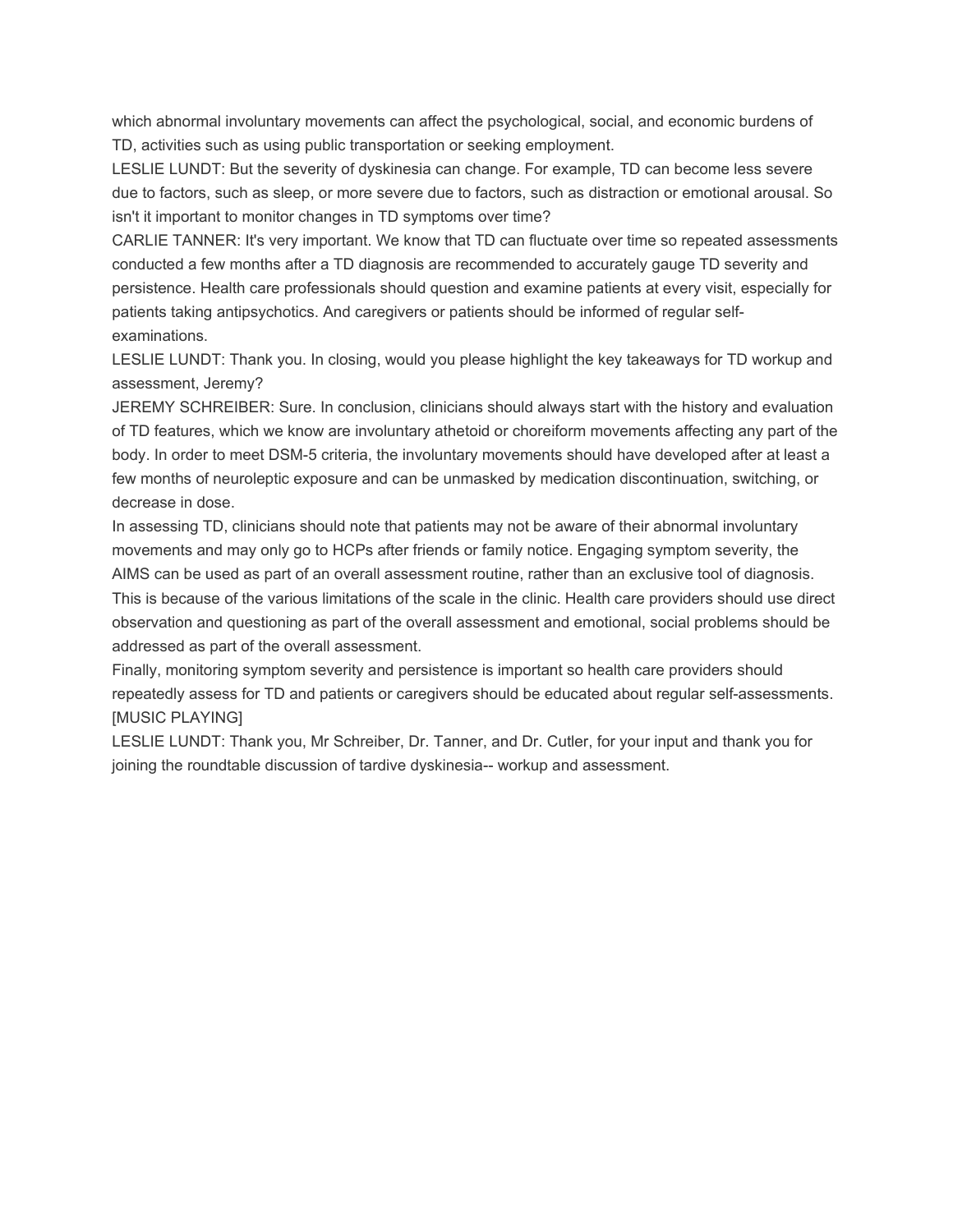which abnormal involuntary movements can affect the psychological, social, and economic burdens of TD, activities such as using public transportation or seeking employment.

LESLIE LUNDT: But the severity of dyskinesia can change. For example, TD can become less severe due to factors, such as sleep, or more severe due to factors, such as distraction or emotional arousal. So isn't it important to monitor changes in TD symptoms over time?

CARLIE TANNER: It's very important. We know that TD can fluctuate over time so repeated assessments conducted a few months after a TD diagnosis are recommended to accurately gauge TD severity and persistence. Health care professionals should question and examine patients at every visit, especially for patients taking antipsychotics. And caregivers or patients should be informed of regular self-examinations.

LESLIE LUNDT: Thank you. In closing, would you please highlight the key takeaways for TD workup and assessment, Jeremy?

JEREMY SCHREIBER: Sure. In conclusion, clinicians should always start with the history and evaluation of TD features, which we know are involuntary athetoid or choreiform movements affecting any part of the body. In order to meet DSM-5 criteria, the involuntary movements should have developed after at least a few months of neuroleptic exposure and can be unmasked by medication discontinuation, switching, or decrease in dose.

In assessing TD, clinicians should note that patients may not be aware of their abnormal involuntary movements and may only go to HCPs after friends or family notice. Engaging symptom severity, the AIMS can be used as part of an overall assessment routine, rather than an exclusive tool of diagnosis. This is because of the various limitations of the scale in the clinic. Health care providers should use direct observation and questioning as part of the overall assessment and emotional, social problems should be addressed as part of the overall assessment.

Finally, monitoring symptom severity and persistence is important so health care providers should repeatedly assess for TD and patients or caregivers should be educated about regular self-assessments.

[MUSIC PLAYING]

LESLIE LUNDT: Thank you, Mr Schreiber, Dr. Tanner, and Dr. Cutler, for your input and thank you for joining the roundtable discussion of tardive dyskinesia-- workup and assessment.